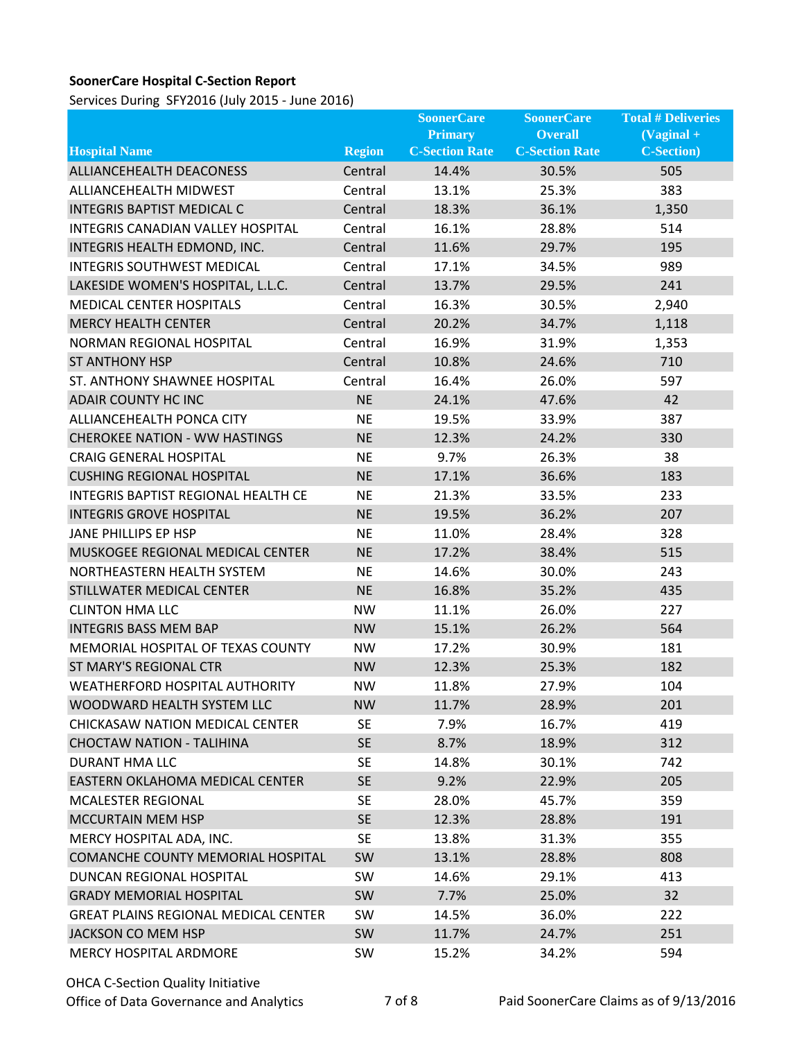**SoonerCare Hospital C-Section Report**

Services During SFY2016 (July 2015 - June 2016)

| Hospital Name | Region | SoonerCare Primary C-Section Rate | SoonerCare Overall C-Section Rate | Total # Deliveries (Vaginal + C-Section) |
|---|---|---|---|---|
| ALLIANCEHEALTH DEACONESS | Central | 14.4% | 30.5% | 505 |
| ALLIANCEHEALTH MIDWEST | Central | 13.1% | 25.3% | 383 |
| INTEGRIS BAPTIST MEDICAL C | Central | 18.3% | 36.1% | 1,350 |
| INTEGRIS CANADIAN VALLEY HOSPITAL | Central | 16.1% | 28.8% | 514 |
| INTEGRIS HEALTH EDMOND, INC. | Central | 11.6% | 29.7% | 195 |
| INTEGRIS SOUTHWEST MEDICAL | Central | 17.1% | 34.5% | 989 |
| LAKESIDE WOMEN'S HOSPITAL, L.L.C. | Central | 13.7% | 29.5% | 241 |
| MEDICAL CENTER HOSPITALS | Central | 16.3% | 30.5% | 2,940 |
| MERCY HEALTH CENTER | Central | 20.2% | 34.7% | 1,118 |
| NORMAN REGIONAL HOSPITAL | Central | 16.9% | 31.9% | 1,353 |
| ST ANTHONY HSP | Central | 10.8% | 24.6% | 710 |
| ST. ANTHONY SHAWNEE HOSPITAL | Central | 16.4% | 26.0% | 597 |
| ADAIR COUNTY HC INC | NE | 24.1% | 47.6% | 42 |
| ALLIANCEHEALTH PONCA CITY | NE | 19.5% | 33.9% | 387 |
| CHEROKEE NATION - WW HASTINGS | NE | 12.3% | 24.2% | 330 |
| CRAIG GENERAL HOSPITAL | NE | 9.7% | 26.3% | 38 |
| CUSHING REGIONAL HOSPITAL | NE | 17.1% | 36.6% | 183 |
| INTEGRIS BAPTIST REGIONAL HEALTH CE | NE | 21.3% | 33.5% | 233 |
| INTEGRIS GROVE HOSPITAL | NE | 19.5% | 36.2% | 207 |
| JANE PHILLIPS EP HSP | NE | 11.0% | 28.4% | 328 |
| MUSKOGEE REGIONAL MEDICAL CENTER | NE | 17.2% | 38.4% | 515 |
| NORTHEASTERN HEALTH SYSTEM | NE | 14.6% | 30.0% | 243 |
| STILLWATER MEDICAL CENTER | NE | 16.8% | 35.2% | 435 |
| CLINTON HMA LLC | NW | 11.1% | 26.0% | 227 |
| INTEGRIS BASS MEM BAP | NW | 15.1% | 26.2% | 564 |
| MEMORIAL HOSPITAL OF TEXAS COUNTY | NW | 17.2% | 30.9% | 181 |
| ST MARY'S REGIONAL CTR | NW | 12.3% | 25.3% | 182 |
| WEATHERFORD HOSPITAL AUTHORITY | NW | 11.8% | 27.9% | 104 |
| WOODWARD HEALTH SYSTEM LLC | NW | 11.7% | 28.9% | 201 |
| CHICKASAW NATION MEDICAL CENTER | SE | 7.9% | 16.7% | 419 |
| CHOCTAW NATION - TALIHINA | SE | 8.7% | 18.9% | 312 |
| DURANT HMA LLC | SE | 14.8% | 30.1% | 742 |
| EASTERN OKLAHOMA MEDICAL CENTER | SE | 9.2% | 22.9% | 205 |
| MCALESTER REGIONAL | SE | 28.0% | 45.7% | 359 |
| MCCURTAIN MEM HSP | SE | 12.3% | 28.8% | 191 |
| MERCY HOSPITAL ADA, INC. | SE | 13.8% | 31.3% | 355 |
| COMANCHE COUNTY MEMORIAL HOSPITAL | SW | 13.1% | 28.8% | 808 |
| DUNCAN REGIONAL HOSPITAL | SW | 14.6% | 29.1% | 413 |
| GRADY MEMORIAL HOSPITAL | SW | 7.7% | 25.0% | 32 |
| GREAT PLAINS REGIONAL MEDICAL CENTER | SW | 14.5% | 36.0% | 222 |
| JACKSON CO MEM HSP | SW | 11.7% | 24.7% | 251 |
| MERCY HOSPITAL ARDMORE | SW | 15.2% | 34.2% | 594 |

OHCA C-Section Quality Initiative
Office of Data Governance and Analytics

Paid SoonerCare Claims as of 9/13/2016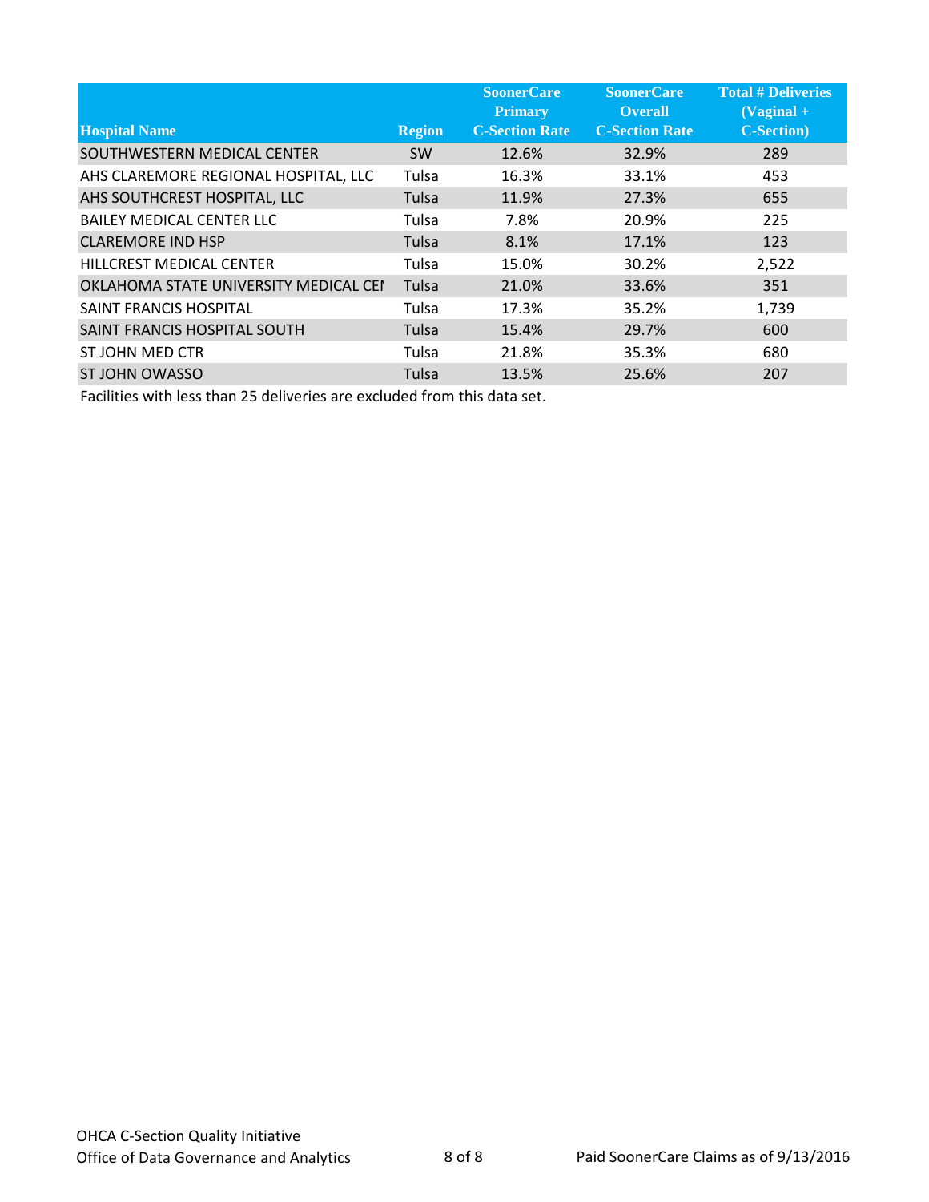| Hospital Name | Region | SoonerCare Primary C-Section Rate | SoonerCare Overall C-Section Rate | Total # Deliveries (Vaginal + C-Section) |
|---|---|---|---|---|
| SOUTHWESTERN MEDICAL CENTER | SW | 12.6% | 32.9% | 289 |
| AHS CLAREMORE REGIONAL HOSPITAL, LLC | Tulsa | 16.3% | 33.1% | 453 |
| AHS SOUTHCREST HOSPITAL, LLC | Tulsa | 11.9% | 27.3% | 655 |
| BAILEY MEDICAL CENTER LLC | Tulsa | 7.8% | 20.9% | 225 |
| CLAREMORE IND HSP | Tulsa | 8.1% | 17.1% | 123 |
| HILLCREST MEDICAL CENTER | Tulsa | 15.0% | 30.2% | 2,522 |
| OKLAHOMA STATE UNIVERSITY MEDICAL CEI | Tulsa | 21.0% | 33.6% | 351 |
| SAINT FRANCIS HOSPITAL | Tulsa | 17.3% | 35.2% | 1,739 |
| SAINT FRANCIS HOSPITAL SOUTH | Tulsa | 15.4% | 29.7% | 600 |
| ST JOHN MED CTR | Tulsa | 21.8% | 35.3% | 680 |
| ST JOHN OWASSO | Tulsa | 13.5% | 25.6% | 207 |

Facilities with less than 25 deliveries are excluded from this data set.

OHCA C-Section Quality Initiative
Office of Data Governance and Analytics

Paid SoonerCare Claims as of 9/13/2016